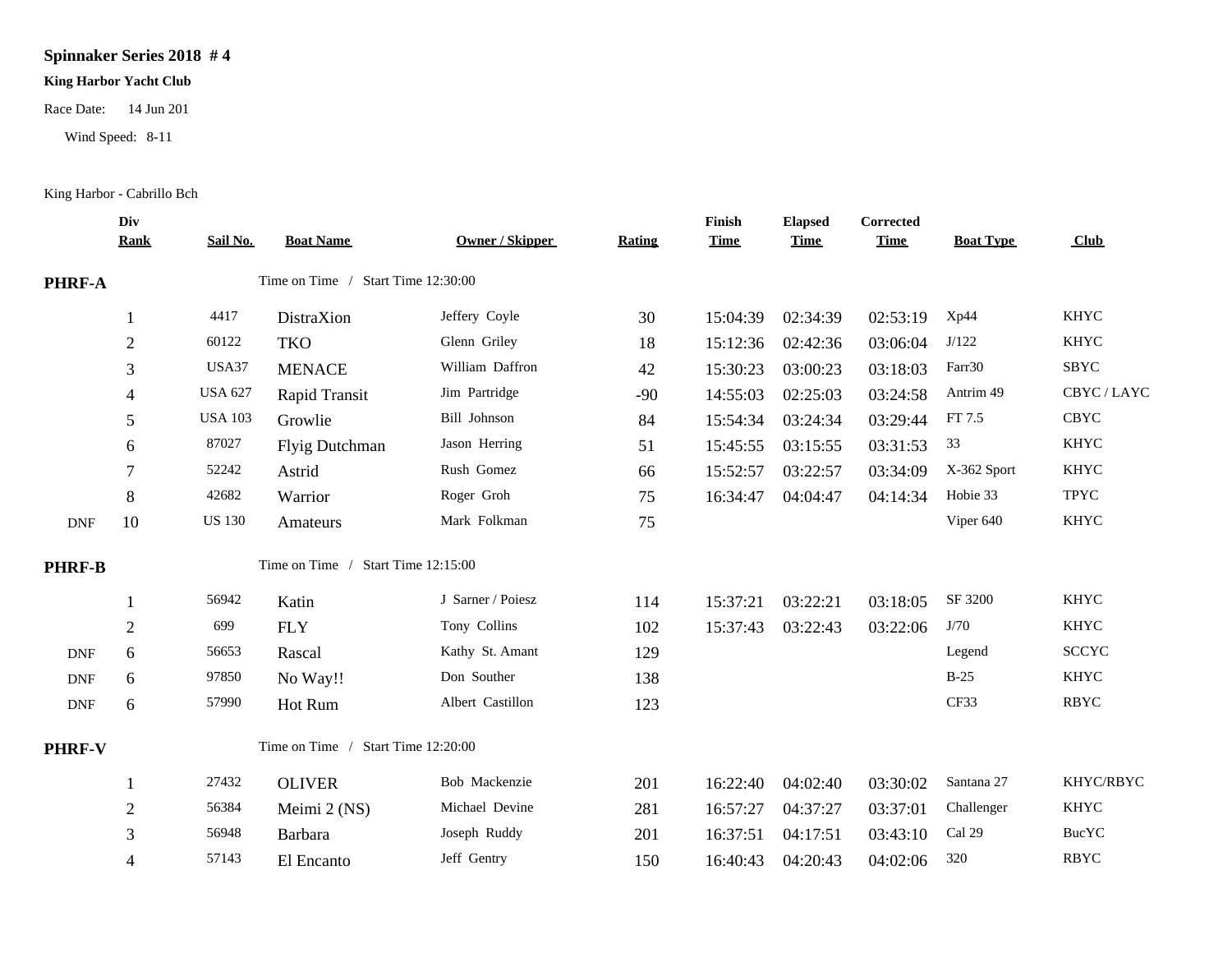**Spinnaker Series 2018 # 4**

**King Harbor Yacht Club**

Race Date: 14 Jun 201

Wind Speed: 8-11

King Harbor - Cabrillo Bch

| | Div Rank | Sail No. | Boat Name | Owner / Skipper | Rating | Finish Time | Elapsed Time | Corrected Time | Boat Type | Club |
|---|---|---|---|---|---|---|---|---|---|---|
| **PHRF-A** | | | Time on Time / Start Time 12:30:00 | | | | | | | |
| | 1 | 4417 | DistraXion | Jeffery Coyle | 30 | 15:04:39 | 02:34:39 | 02:53:19 | Xp44 | KHYC |
| | 2 | 60122 | TKO | Glenn Griley | 18 | 15:12:36 | 02:42:36 | 03:06:04 | J/122 | KHYC |
| | 3 | USA37 | MENACE | William Daffron | 42 | 15:30:23 | 03:00:23 | 03:18:03 | Farr30 | SBYC |
| | 4 | USA 627 | Rapid Transit | Jim Partridge | -90 | 14:55:03 | 02:25:03 | 03:24:58 | Antrim 49 | CBYC / LAYC |
| | 5 | USA 103 | Growlie | Bill Johnson | 84 | 15:54:34 | 03:24:34 | 03:29:44 | FT 7.5 | CBYC |
| | 6 | 87027 | Flyig Dutchman | Jason Herring | 51 | 15:45:55 | 03:15:55 | 03:31:53 | 33 | KHYC |
| | 7 | 52242 | Astrid | Rush Gomez | 66 | 15:52:57 | 03:22:57 | 03:34:09 | X-362 Sport | KHYC |
| | 8 | 42682 | Warrior | Roger Groh | 75 | 16:34:47 | 04:04:47 | 04:14:34 | Hobie 33 | TPYC |
| DNF | 10 | US 130 | Amateurs | Mark Folkman | 75 | | | | Viper 640 | KHYC |
| **PHRF-B** | | | Time on Time / Start Time 12:15:00 | | | | | | | |
| | 1 | 56942 | Katin | J Sarner / Poiesz | 114 | 15:37:21 | 03:22:21 | 03:18:05 | SF 3200 | KHYC |
| | 2 | 699 | FLY | Tony Collins | 102 | 15:37:43 | 03:22:43 | 03:22:06 | J/70 | KHYC |
| DNF | 6 | 56653 | Rascal | Kathy St. Amant | 129 | | | | Legend | SCCYC |
| DNF | 6 | 97850 | No Way!! | Don Souther | 138 | | | | B-25 | KHYC |
| DNF | 6 | 57990 | Hot Rum | Albert Castillon | 123 | | | | CF33 | RBYC |
| **PHRF-V** | | | Time on Time / Start Time 12:20:00 | | | | | | | |
| | 1 | 27432 | OLIVER | Bob Mackenzie | 201 | 16:22:40 | 04:02:40 | 03:30:02 | Santana 27 | KHYC/RBYC |
| | 2 | 56384 | Meimi 2 (NS) | Michael Devine | 281 | 16:57:27 | 04:37:27 | 03:37:01 | Challenger | KHYC |
| | 3 | 56948 | Barbara | Joseph Ruddy | 201 | 16:37:51 | 04:17:51 | 03:43:10 | Cal 29 | BucYC |
| | 4 | 57143 | El Encanto | Jeff Gentry | 150 | 16:40:43 | 04:20:43 | 04:02:06 | 320 | RBYC |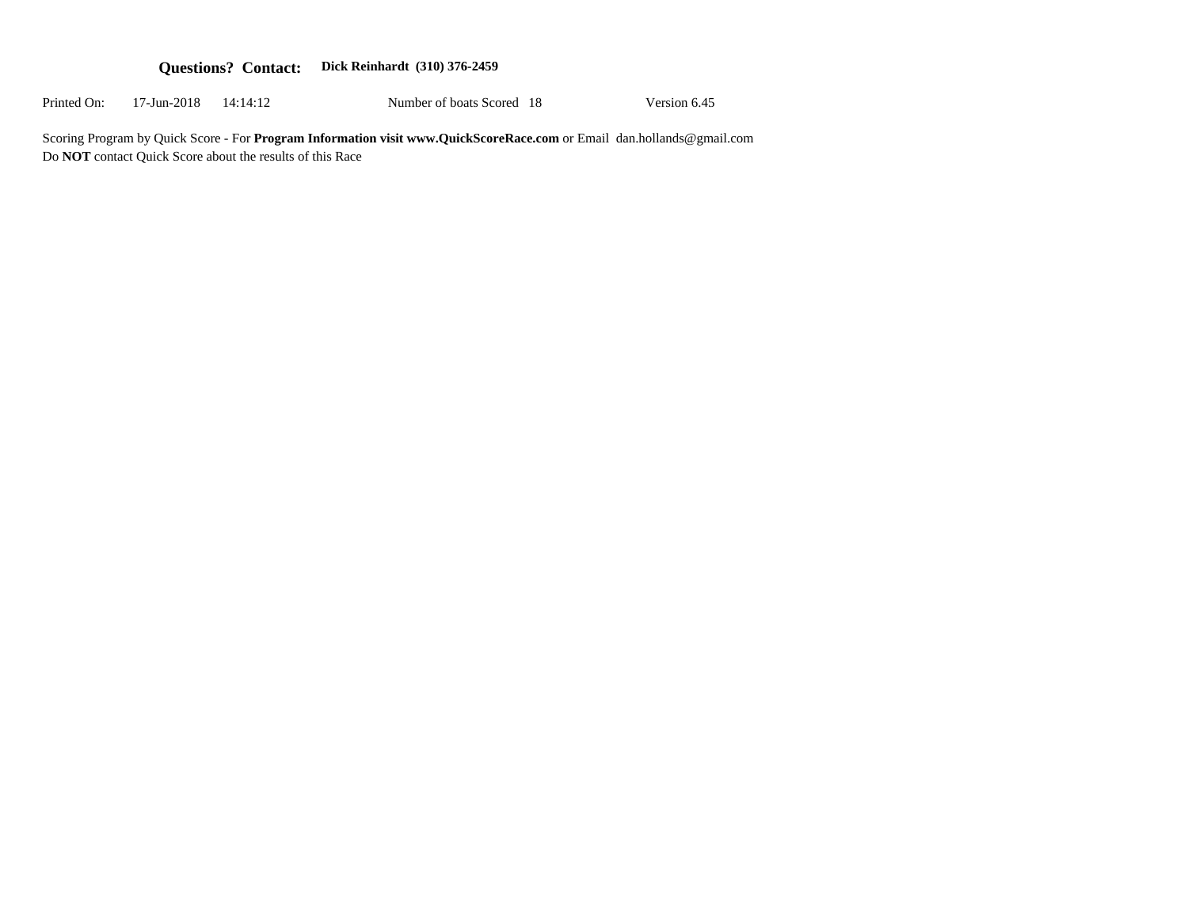**Questions? Contact:** **Dick Reinhardt (310) 376-2459**

Printed On: 17-Jun-2018 14:14:12 Number of boats Scored 18 Version 6.45

Scoring Program by Quick Score - For **Program Information visit www.QuickScoreRace.com** or Email dan.hollands@gmail.com
Do **NOT** contact Quick Score about the results of this Race